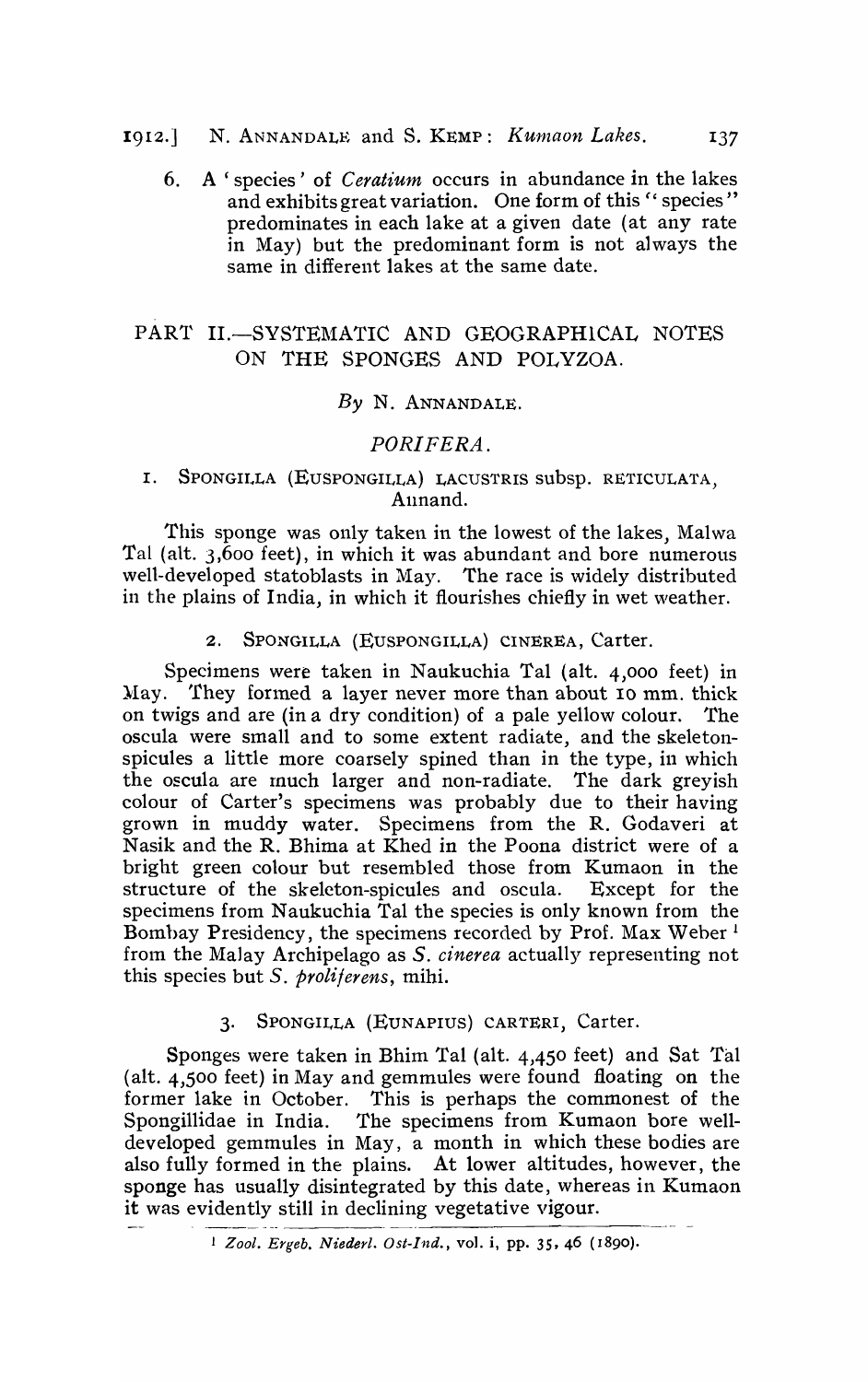6. A 'species' of *Ceratium* occurs in abundance in the lakes and exhibits great variation. One form of this "species" predominates in each lake at a given date (at any rate in May) but the predominant form is not always the same in different lakes at the same date.

## PART II.—SYSTEMATIC AND GEOGRAPHICAL NOTES ON THE SPONGES AND POLYZOA.

*By* N. ANNANDALE.

### *PORIFERA.*

#### 1. SPONGILLA (EUSPONGILLA) LACUSTRIS subsp. RETICULATA, Annand.

This sponge was only taken in the lowest of the lakes, Malwa Tal (alt. 3,600 feet), in which it was abundant and bore numerous well-developed statoblasts in May. The race is widely distributed in the plains of India, in which it flourishes chiefly in wet weather.

#### 2. SPONGILLA (EUSPONGILLA) CINEREA, Carter.

Specimens were taken in Naukuchia Tal (alt. 4,000 feet) in May. They formed a layer never more than about 10 mm. thick on twigs and are (in a dry condition) of a pale yellow colour. The oscula were small and to some extent radiate, and the skeleton-spicules a little more coarsely spined than in the type, in which the oscula are much larger and non-radiate. The dark greyish colour of Carter's specimens was probably due to their having grown in muddy water. Specimens from the R. Godaveri at Nasik and the R. Bhima at Khed in the Poona district were of a bright green colour but resembled those from Kumaon in the structure of the skeleton-spicules and oscula. Except for the specimens from Naukuchia Tal the species is only known from the Bombay Presidency, the specimens recorded by Prof. Max Weber [1] from the Malay Archipelago as *S. cinerea* actually representing not this species but *S. proliferens*, mihi.

#### 3. SPONGILLA (EUNAPIUS) CARTERI, Carter.

Sponges were taken in Bhim Tal (alt. 4,450 feet) and Sat Tal (alt. 4,500 feet) in May and gemmules were found floating on the former lake in October. This is perhaps the commonest of the Spongillidae in India. The specimens from Kumaon bore well-developed gemmules in May, a month in which these bodies are also fully formed in the plains. At lower altitudes, however, the sponge has usually disintegrated by this date, whereas in Kumaon it was evidently still in declining vegetative vigour.

[1] *Zool. Ergeb. Niederl. Ost-Ind.*, vol. i, pp. 35, 46 (1890).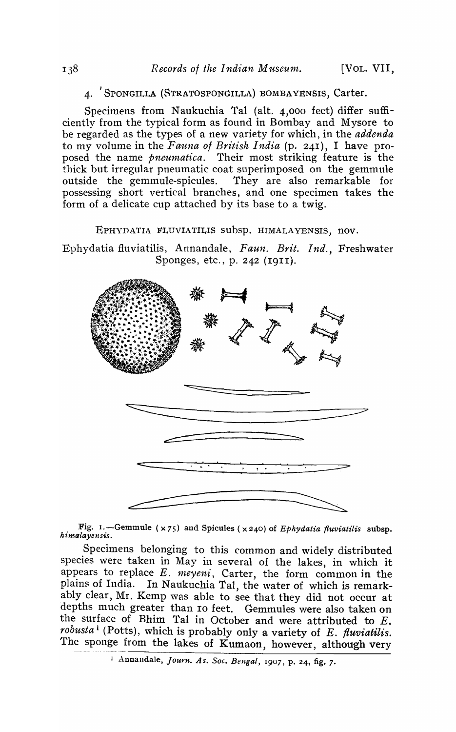4. SPONGILLA (STRATOSPONGILLA) BOMBAYENSIS, Carter.

Specimens from Naukuchia Tal (alt. 4,000 feet) differ sufficiently from the typical form as found in Bombay and Mysore to be regarded as the types of a new variety for which, in the *addenda* to my volume in the *Fauna of British India* (p. 241), I have proposed the name *pneumatica*. Their most striking feature is the thick but irregular pneumatic coat superimposed on the gemmule outside the gemmule-spicules. They are also remarkable for possessing short vertical branches, and one specimen takes the form of a delicate cup attached by its base to a twig.

EPHYDATIA FLUVIATILIS subsp. HIMALAYENSIS, nov.

Ephydatia fluviatilis, Annandale, *Faun. Brit. Ind.*, Freshwater Sponges, etc., p. 242 (1911).

Fig. 1.—Gemmule (×75) and Spicules (×240) of *Ephydatia fluviatilis* subsp. *himalayensis*.

Specimens belonging to this common and widely distributed species were taken in May in several of the lakes, in which it appears to replace *E. meyeni*, Carter, the form common in the plains of India. In Naukuchia Tal, the water of which is remarkably clear, Mr. Kemp was able to see that they did not occur at depths much greater than 10 feet. Gemmules were also taken on the surface of Bhim Tal in October and were attributed to *E. robusta*[1] (Potts), which is probably only a variety of *E. fluviatilis*. The sponge from the lakes of Kumaon, however, although very

[1] Annandale, *Journ. As. Soc. Bengal*, 1907, p. 24, fig. 7.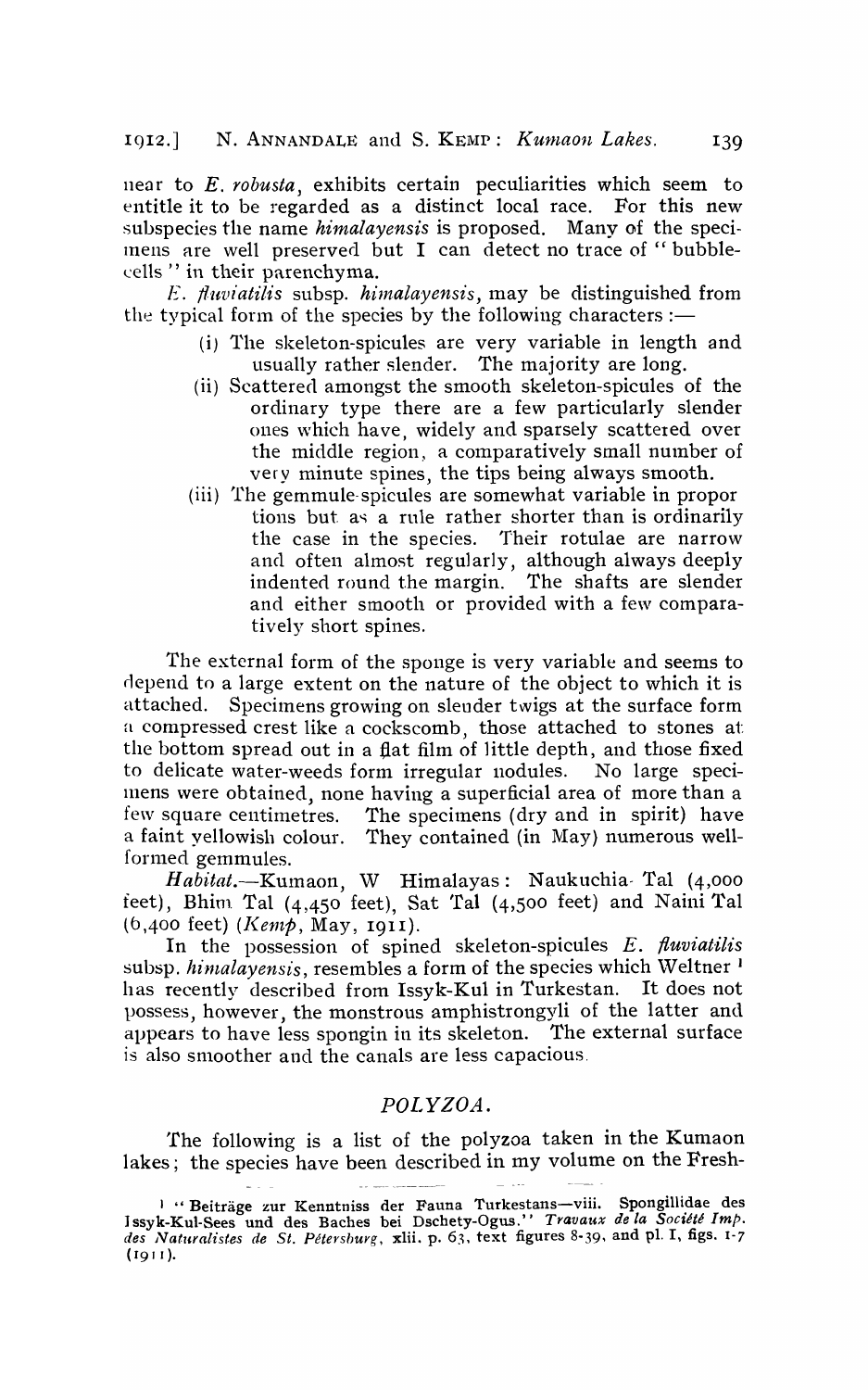near to *E. robusta*, exhibits certain peculiarities which seem to entitle it to be regarded as a distinct local race. For this new subspecies the name *himalayensis* is proposed. Many of the specimens are well preserved but I can detect no trace of "bubble-cells" in their parenchyma.

*E. fluviatilis* subsp. *himalayensis*, may be distinguished from the typical form of the species by the following characters :—

(i) The skeleton-spicules are very variable in length and usually rather slender. The majority are long.

(ii) Scattered amongst the smooth skeleton-spicules of the ordinary type there are a few particularly slender ones which have, widely and sparsely scattered over the middle region, a comparatively small number of very minute spines, the tips being always smooth.

(iii) The gemmule-spicules are somewhat variable in proportions but as a rule rather shorter than is ordinarily the case in the species. Their rotulae are narrow and often almost regularly, although always deeply indented round the margin. The shafts are slender and either smooth or provided with a few comparatively short spines.

The external form of the sponge is very variable and seems to depend to a large extent on the nature of the object to which it is attached. Specimens growing on slender twigs at the surface form a compressed crest like a cockscomb, those attached to stones at the bottom spread out in a flat film of little depth, and those fixed to delicate water-weeds form irregular nodules. No large specimens were obtained, none having a superficial area of more than a few square centimetres. The specimens (dry and in spirit) have a faint yellowish colour. They contained (in May) numerous well-formed gemmules.

*Habitat.*—Kumaon, W Himalayas: Naukuchia Tal (4,000 feet), Bhim Tal (4,450 feet), Sat Tal (4,500 feet) and Naini Tal (6,400 feet) (*Kemp*, May, 1911).

In the possession of spined skeleton-spicules *E. fluviatilis* subsp. *himalayensis*, resembles a form of the species which Weltner [1] has recently described from Issyk-Kul in Turkestan. It does not possess, however, the monstrous amphistrongyli of the latter and appears to have less spongin in its skeleton. The external surface is also smoother and the canals are less capacious.

## POLYZOA.

The following is a list of the polyzoa taken in the Kumaon lakes; the species have been described in my volume on the Fresh-

---

[1] "Beiträge zur Kenntniss der Fauna Turkestans—viii. Spongillidae des Issyk-Kul-Sees und des Baches bei Dschety-Ogus." *Travaux de la Société Imp. des Naturalistes de St. Pétersburg*, xlii. p. 63, text figures 8-39, and pl. I, figs. 1-7 (1911).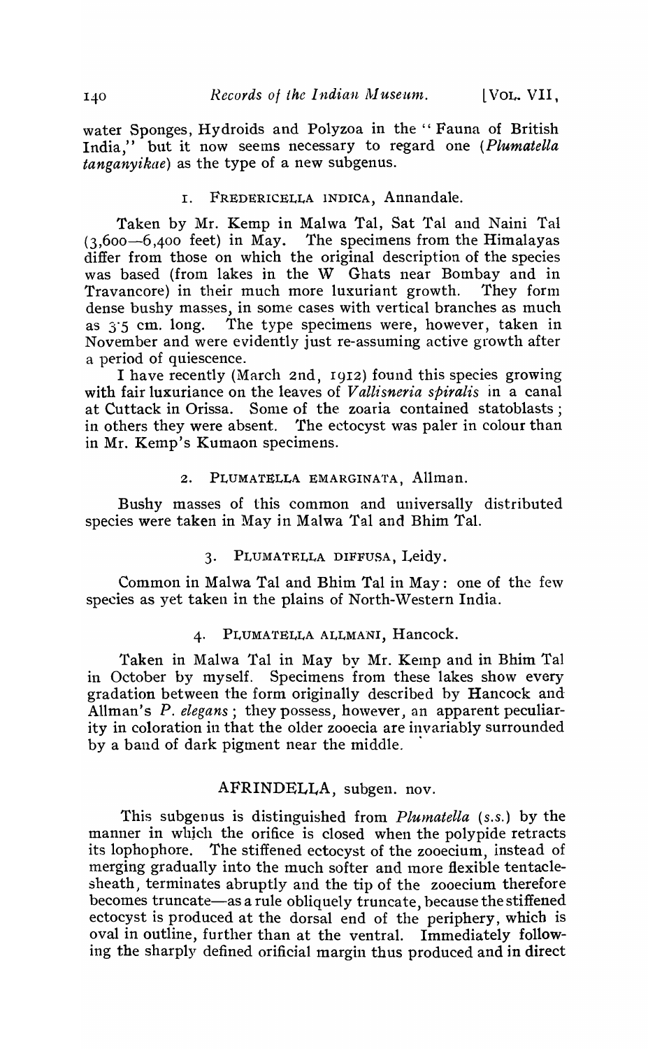water Sponges, Hydroids and Polyzoa in the "Fauna of British India," but it now seems necessary to regard one (*Plumatella tanganyikae*) as the type of a new subgenus.

### 1. FREDERICELLA INDICA, Annandale.

Taken by Mr. Kemp in Malwa Tal, Sat Tal and Naini Tal (3,600—6,400 feet) in May. The specimens from the Himalayas differ from those on which the original description of the species was based (from lakes in the W Ghats near Bombay and in Travancore) in their much more luxuriant growth. They form dense bushy masses, in some cases with vertical branches as much as 3·5 cm. long. The type specimens were, however, taken in November and were evidently just re-assuming active growth after a period of quiescence.

I have recently (March 2nd, 1912) found this species growing with fair luxuriance on the leaves of *Vallisneria spiralis* in a canal at Cuttack in Orissa. Some of the zoaria contained statoblasts; in others they were absent. The ectocyst was paler in colour than in Mr. Kemp's Kumaon specimens.

### 2. PLUMATELLA EMARGINATA, Allman.

Bushy masses of this common and universally distributed species were taken in May in Malwa Tal and Bhim Tal.

### 3. PLUMATELLA DIFFUSA, Leidy.

Common in Malwa Tal and Bhim Tal in May: one of the few species as yet taken in the plains of North-Western India.

### 4. PLUMATELLA ALLMANI, Hancock.

Taken in Malwa Tal in May by Mr. Kemp and in Bhim Tal in October by myself. Specimens from these lakes show every gradation between the form originally described by Hancock and Allman's *P. elegans*; they possess, however, an apparent peculiarity in coloration in that the older zooecia are invariably surrounded by a band of dark pigment near the middle.

## AFRINDELLA, subgen. nov.

This subgenus is distinguished from *Plumatella* (*s.s.*) by the manner in which the orifice is closed when the polypide retracts its lophophore. The stiffened ectocyst of the zooecium, instead of merging gradually into the much softer and more flexible tentacle-sheath, terminates abruptly and the tip of the zooecium therefore becomes truncate—as a rule obliquely truncate, because the stiffened ectocyst is produced at the dorsal end of the periphery, which is oval in outline, further than at the ventral. Immediately following the sharply defined orificial margin thus produced and in direct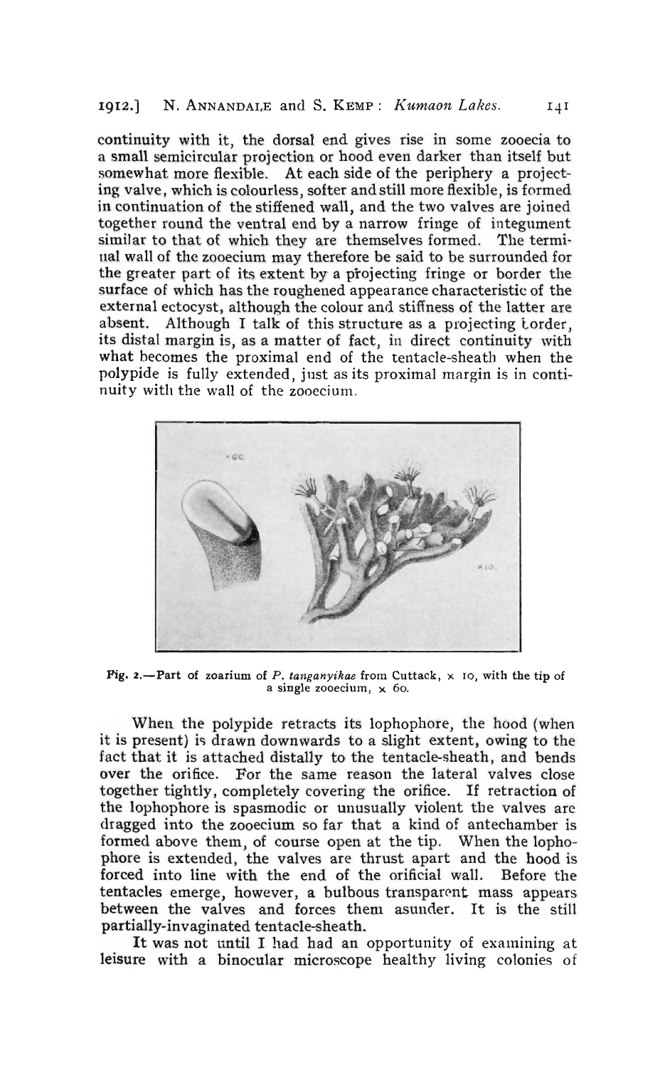continuity with it, the dorsal end gives rise in some zooecia to a small semicircular projection or hood even darker than itself but somewhat more flexible. At each side of the periphery a projecting valve, which is colourless, softer and still more flexible, is formed in continuation of the stiffened wall, and the two valves are joined together round the ventral end by a narrow fringe of integument similar to that of which they are themselves formed. The terminal wall of the zooecium may therefore be said to be surrounded for the greater part of its extent by a projecting fringe or border the surface of which has the roughened appearance characteristic of the external ectocyst, although the colour and stiffness of the latter are absent. Although I talk of this structure as a projecting border, its distal margin is, as a matter of fact, in direct continuity with what becomes the proximal end of the tentacle-sheath when the polypide is fully extended, just as its proximal margin is in continuity with the wall of the zooecium.

**Fig. 2.**—Part of zoarium of *P. tanganyikae* from Cuttack, × 10, with the tip of a single zooecium, × 60.

When the polypide retracts its lophophore, the hood (when it is present) is drawn downwards to a slight extent, owing to the fact that it is attached distally to the tentacle-sheath, and bends over the orifice. For the same reason the lateral valves close together tightly, completely covering the orifice. If retraction of the lophophore is spasmodic or unusually violent the valves are dragged into the zooecium so far that a kind of antechamber is formed above them, of course open at the tip. When the lophophore is extended, the valves are thrust apart and the hood is forced into line with the end of the orificial wall. Before the tentacles emerge, however, a bulbous transparent mass appears between the valves and forces them asunder. It is the still partially-invaginated tentacle-sheath.

It was not until I had had an opportunity of examining at leisure with a binocular microscope healthy living colonies of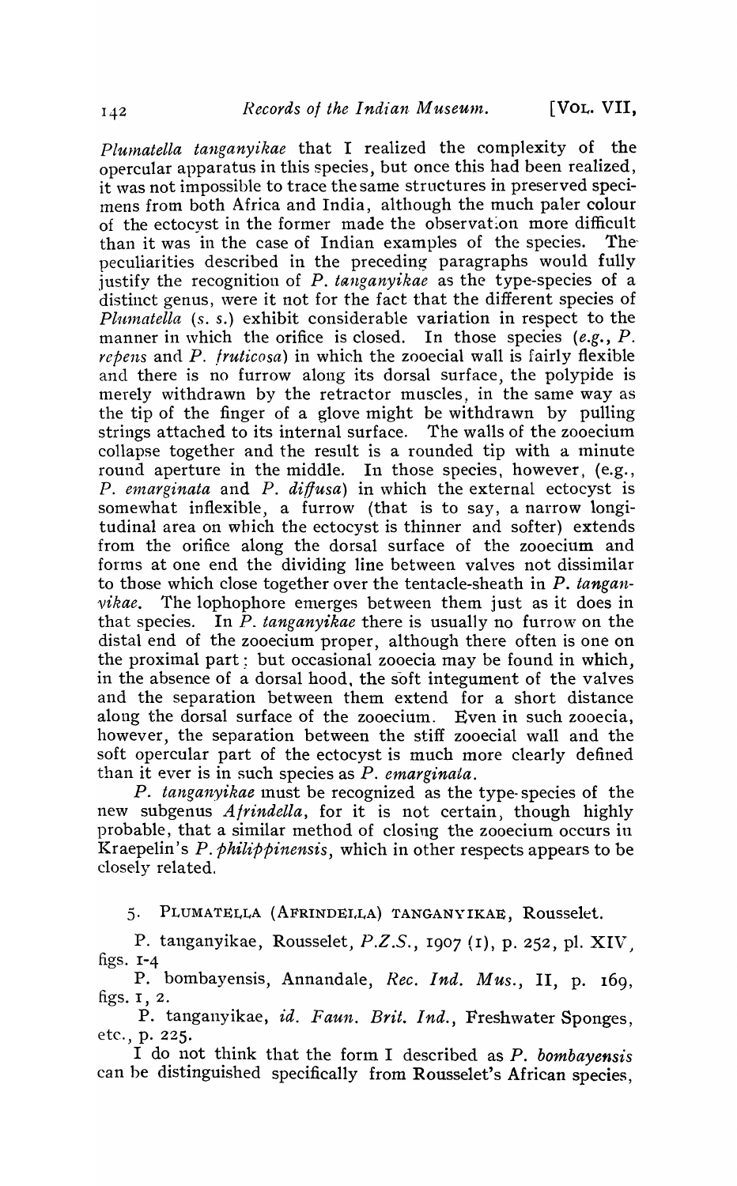*Plumatella tanganyikae* that I realized the complexity of the opercular apparatus in this species, but once this had been realized, it was not impossible to trace the same structures in preserved specimens from both Africa and India, although the much paler colour of the ectocyst in the former made the observation more difficult than it was in the case of Indian examples of the species. The peculiarities described in the preceding paragraphs would fully justify the recognition of *P. tanganyikae* as the type-species of a distinct genus, were it not for the fact that the different species of *Plumatella* (*s. s.*) exhibit considerable variation in respect to the manner in which the orifice is closed. In those species (*e.g.*, *P. repens* and *P. fruticosa*) in which the zooecial wall is fairly flexible and there is no furrow along its dorsal surface, the polypide is merely withdrawn by the retractor muscles, in the same way as the tip of the finger of a glove might be withdrawn by pulling strings attached to its internal surface. The walls of the zooecium collapse together and the result is a rounded tip with a minute round aperture in the middle. In those species, however, (e.g., *P. emarginata* and *P. diffusa*) in which the external ectocyst is somewhat inflexible, a furrow (that is to say, a narrow longitudinal area on which the ectocyst is thinner and softer) extends from the orifice along the dorsal surface of the zooecium and forms at one end the dividing line between valves not dissimilar to those which close together over the tentacle-sheath in *P. tanganyikae*. The lophophore emerges between them just as it does in that species. In *P. tanganyikae* there is usually no furrow on the distal end of the zooecium proper, although there often is one on the proximal part: but occasional zooecia may be found in which, in the absence of a dorsal hood, the soft integument of the valves and the separation between them extend for a short distance along the dorsal surface of the zooecium. Even in such zooecia, however, the separation between the stiff zooecial wall and the soft opercular part of the ectocyst is much more clearly defined than it ever is in such species as *P. emarginata*.

*P. tanganyikae* must be recognized as the type-species of the new subgenus *Afrindella*, for it is not certain, though highly probable, that a similar method of closing the zooecium occurs in Kraepelin's *P. philippinensis*, which in other respects appears to be closely related.

### 5. PLUMATELLA (AFRINDELLA) TANGANYIKAE, Rousselet.

P. tanganyikae, Rousselet, *P.Z.S.*, 1907 (1), p. 252, pl. XIV, figs. 1-4

P. bombayensis, Annandale, *Rec. Ind. Mus.*, II, p. 169, figs. 1, 2.

P. tanganyikae, *id. Faun. Brit. Ind.*, Freshwater Sponges, etc., p. 225.

I do not think that the form I described as *P. bombayensis* can be distinguished specifically from Rousselet's African species,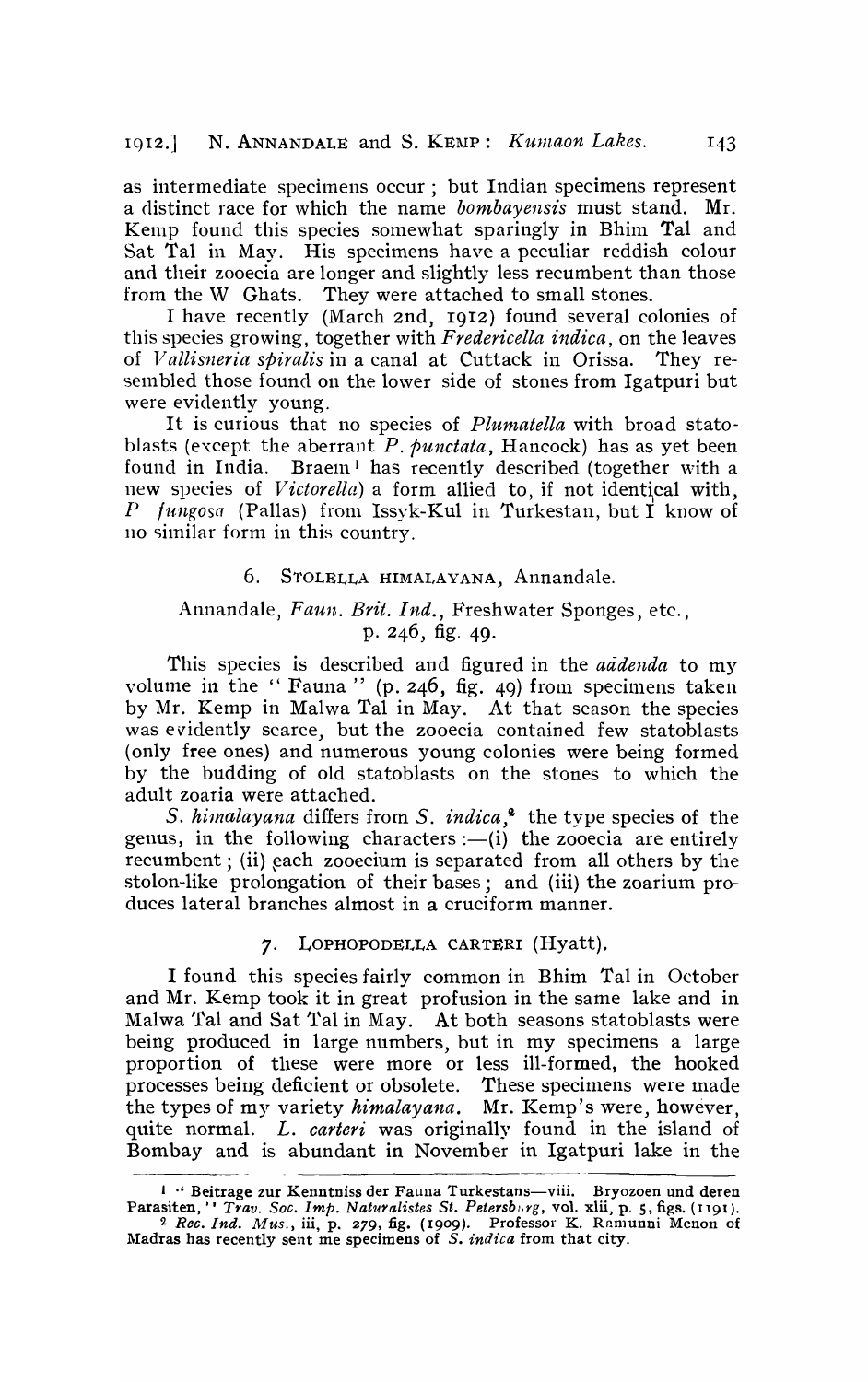as intermediate specimens occur; but Indian specimens represent a distinct race for which the name *bombayensis* must stand. Mr. Kemp found this species somewhat sparingly in Bhim Tal and Sat Tal in May. His specimens have a peculiar reddish colour and their zooecia are longer and slightly less recumbent than those from the W Ghats. They were attached to small stones.

I have recently (March 2nd, 1912) found several colonies of this species growing, together with *Fredericella indica*, on the leaves of *Vallisneria spiralis* in a canal at Cuttack in Orissa. They resembled those found on the lower side of stones from Igatpuri but were evidently young.

It is curious that no species of *Plumatella* with broad statoblasts (except the aberrant *P. punctata*, Hancock) has as yet been found in India. Braem[1] has recently described (together with a new species of *Victorella*) a form allied to, if not identical with, *P fungosa* (Pallas) from Issyk-Kul in Turkestan, but I know of no similar form in this country.

### 6. STOLELLA HIMALAYANA, Annandale.

Annandale, *Faun. Brit. Ind.*, Freshwater Sponges, etc., p. 246, fig. 49.

This species is described and figured in the *addenda* to my volume in the "Fauna" (p. 246, fig. 49) from specimens taken by Mr. Kemp in Malwa Tal in May. At that season the species was evidently scarce, but the zooecia contained few statoblasts (only free ones) and numerous young colonies were being formed by the budding of old statoblasts on the stones to which the adult zoaria were attached.

*S. himalayana* differs from *S. indica*,[2] the type species of the genus, in the following characters:—(i) the zooecia are entirely recumbent; (ii) each zooecium is separated from all others by the stolon-like prolongation of their bases; and (iii) the zoarium produces lateral branches almost in a cruciform manner.

### 7. LOPHOPODELLA CARTERI (Hyatt).

I found this species fairly common in Bhim Tal in October and Mr. Kemp took it in great profusion in the same lake and in Malwa Tal and Sat Tal in May. At both seasons statoblasts were being produced in large numbers, but in my specimens a large proportion of these were more or less ill-formed, the hooked processes being deficient or obsolete. These specimens were made the types of my variety *himalayana*. Mr. Kemp's were, however, quite normal. *L. carteri* was originally found in the island of Bombay and is abundant in November in Igatpuri lake in the

---

[1] "Beitrage zur Kenntniss der Fauna Turkestans—viii. Bryozoen und deren Parasiten," *Trav. Soc. Imp. Naturalistes St. Petersburg*, vol. xlii, p. 5, figs. (1191).

[2] *Rec. Ind. Mus.*, iii, p. 279, fig. (1909). Professor K. Ramunni Menon of Madras has recently sent me specimens of *S. indica* from that city.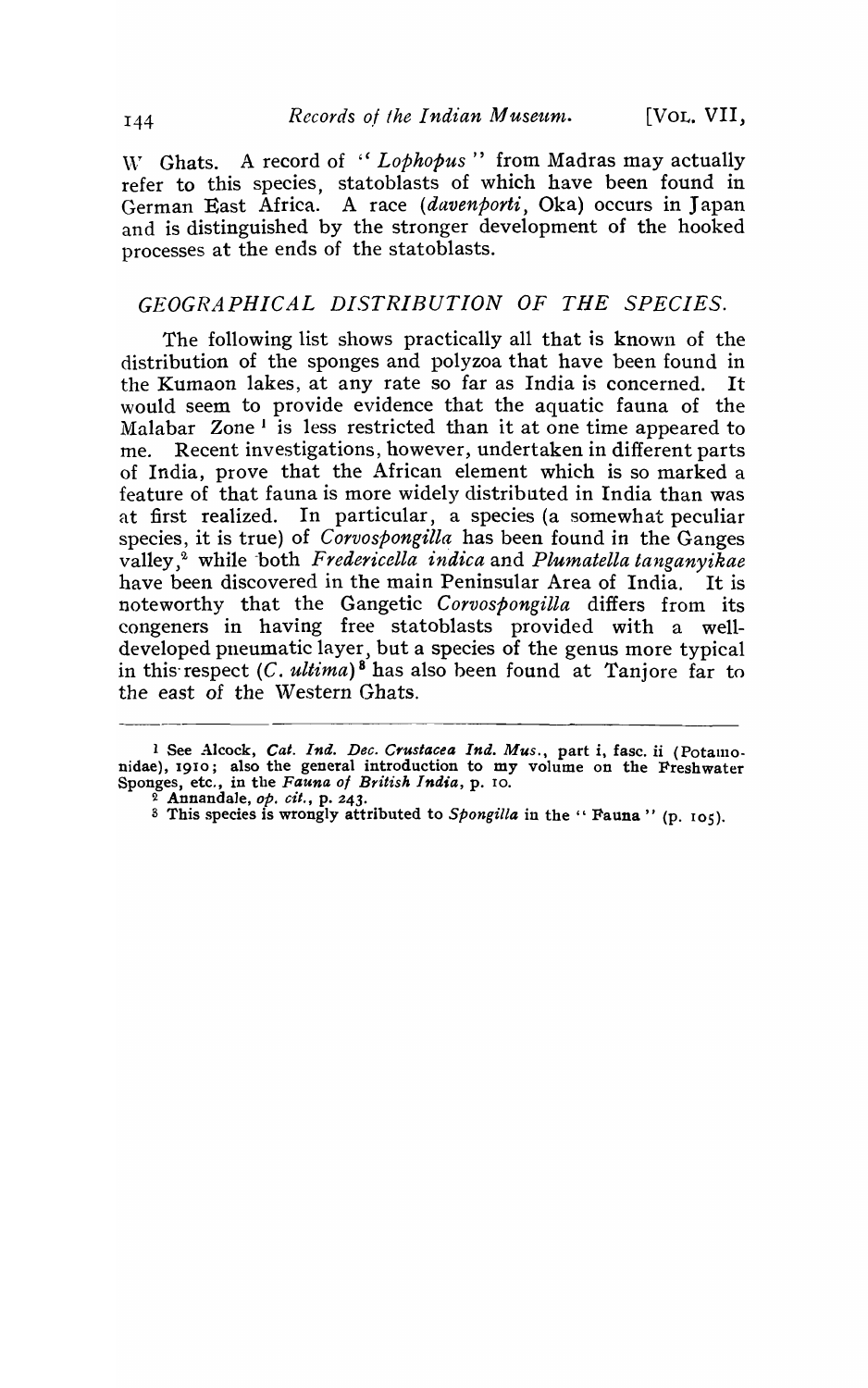W Ghats. A record of "*Lophopus*" from Madras may actually refer to this species, statoblasts of which have been found in German East Africa. A race (*davenporti*, Oka) occurs in Japan and is distinguished by the stronger development of the hooked processes at the ends of the statoblasts.

## *GEOGRAPHICAL DISTRIBUTION OF THE SPECIES.*

The following list shows practically all that is known of the distribution of the sponges and polyzoa that have been found in the Kumaon lakes, at any rate so far as India is concerned. It would seem to provide evidence that the aquatic fauna of the Malabar Zone [1] is less restricted than it at one time appeared to me. Recent investigations, however, undertaken in different parts of India, prove that the African element which is so marked a feature of that fauna is more widely distributed in India than was at first realized. In particular, a species (a somewhat peculiar species, it is true) of *Corvospongilla* has been found in the Ganges valley,[2] while both *Fredericella indica* and *Plumatella tanganyikae* have been discovered in the main Peninsular Area of India. It is noteworthy that the Gangetic *Corvospongilla* differs from its congeners in having free statoblasts provided with a well-developed pneumatic layer, but a species of the genus more typical in this respect (*C. ultima*)[3] has also been found at Tanjore far to the east of the Western Ghats.

---

[1] See Alcock, *Cat. Ind. Dec. Crustacea Ind. Mus.*, part i, fasc. ii (Potamonidae), 1910; also the general introduction to my volume on the Freshwater Sponges, etc., in the *Fauna of British India*, p. 10.

[2] Annandale, *op. cit.*, p. 243.

[3] This species is wrongly attributed to *Spongilla* in the "Fauna" (p. 105).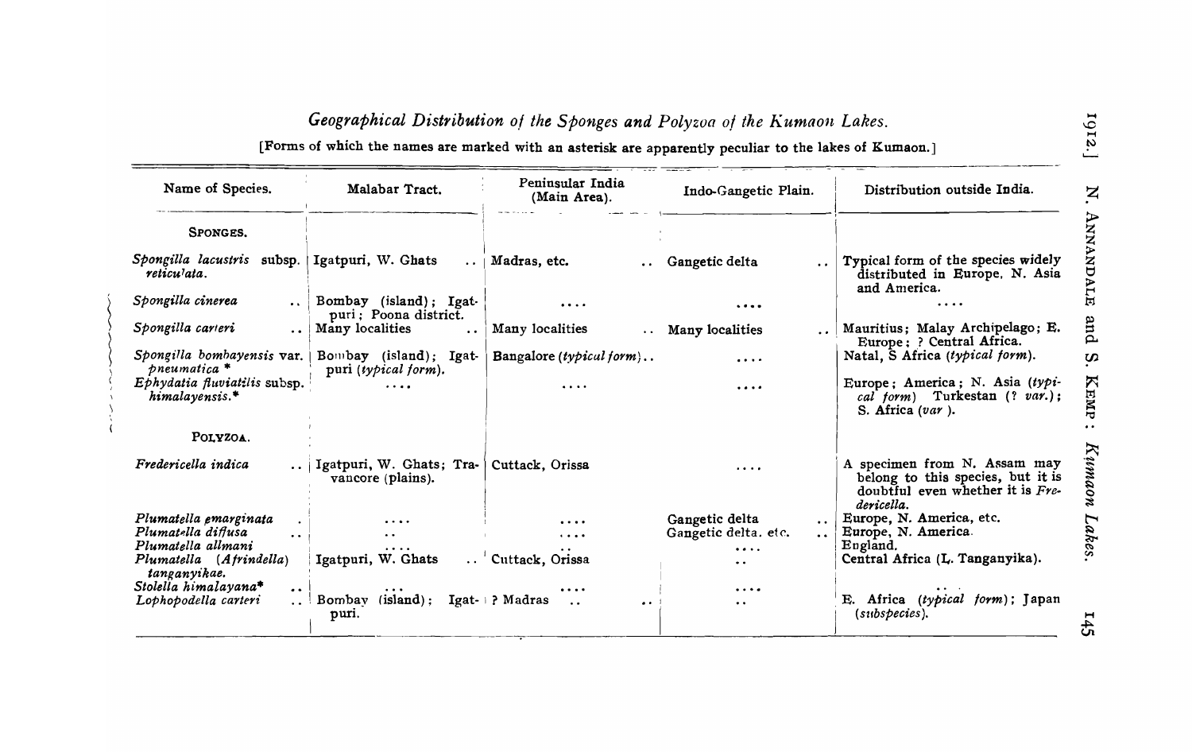# *Geographical Distribution of the Sponges and Polyzoa of the Kumaon Lakes.*

[Forms of which the names are marked with an asterisk are apparently peculiar to the lakes of Kumaon.]

| Name of Species. | Malabar Tract. | Peninsular India (Main Area). | Indo-Gangetic Plain. | Distribution outside India. |
|---|---|---|---|---|
| SPONGES. | | | | |
| *Spongilla lacustris* subsp. *reticulata*. | Igatpuri, W. Ghats .. | Madras, etc. .. | Gangetic delta .. | Typical form of the species widely distributed in Europe, N. Asia and America. |
| *Spongilla cinerea* .. | Bombay (island); Igatpuri; Poona district. | .... | .... | .... |
| *Spongilla carteri* .. | Many localities .. | Many localities .. | Many localities .. | Mauritius; Malay Archipelago; E. Europe; ? Central Africa. |
| *Spongilla bombayensis* var. *pneumatica* * | Bombay (island); Igatpuri (*typical form*). | Bangalore (*typical form*).. | .... | Natal, S Africa (*typical form*). |
| *Ephydatia fluviatilis* subsp. *himalayensis*.* | .... | .... | .... | Europe; America; N. Asia (*typical form*) Turkestan (? *var.*); S. Africa (*var* ). |
| POLYZOA. | | | | |
| *Fredericella indica* .. | Igatpuri, W. Ghats; Travancore (plains). | Cuttack, Orissa | .... | A specimen from N. Assam may belong to this species, but it is doubtful even whether it is *Fredericella*. |
| *Plumatella emarginata* . | .... | .... | Gangetic delta .. | Europe, N. America, etc. |
| *Plumatella diffusa* .. | .. | .... | Gangetic delta. etc. .. | Europe, N. America. |
| *Plumatella allmani* | .... | .. | .... | England. |
| *Plumatella* (*Afrindella*) *tanganyikae*. | Igatpuri, W. Ghats .. | Cuttack, Orissa | .. | Central Africa (L. Tanganyika). |
| *Stolella himalayana** .. | ... | .... | .... | .. |
| *Lophopodella carteri* .. | Bombay (island); Igatpuri. | ? Madras .. .. | .. | E. Africa (*typical form*); Japan (*subspecies*). |